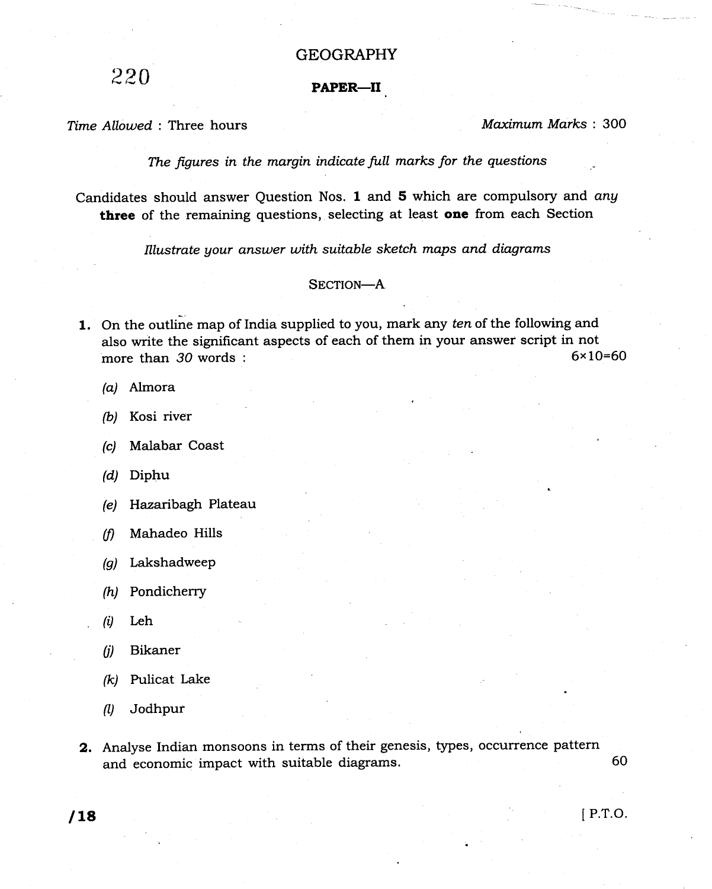220

# GEOGRAPHY

## PAPER—II

*Time Allowed* : Three hours  *Maximum Marks* : 300

*The figures in the margin indicate full marks for the questions*

Candidates should answer Question Nos. **1** and **5** which are compulsory and *any* **three** of the remaining questions, selecting at least **one** from each Section

*Illustrate your answer with suitable sketch maps and diagrams*

### SECTION—A

**1.** On the outline map of India supplied to you, mark any *ten* of the following and also write the significant aspects of each of them in your answer script in not more than *30* words : 6×10=60

- *(a)* Almora
- *(b)* Kosi river
- *(c)* Malabar Coast
- *(d)* Diphu
- *(e)* Hazaribagh Plateau
- *(f)* Mahadeo Hills
- *(g)* Lakshadweep
- *(h)* Pondicherry
- *(i)* Leh
- *(j)* Bikaner
- *(k)* Pulicat Lake
- *(l)* Jodhpur

**2.** Analyse Indian monsoons in terms of their genesis, types, occurrence pattern and economic impact with suitable diagrams. 60

/18

[ P.T.O.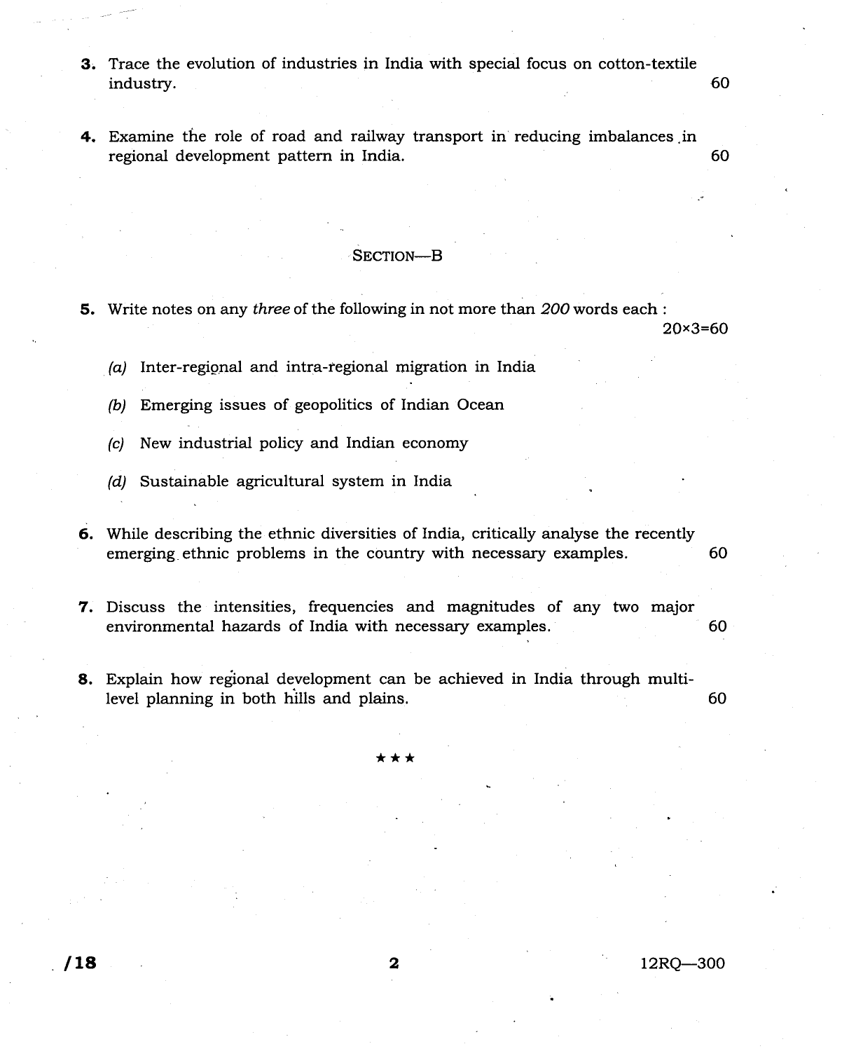3. Trace the evolution of industries in India with special focus on cotton-textile industry. 60

4. Examine the role of road and railway transport in reducing imbalances in regional development pattern in India. 60

## SECTION—B

5. Write notes on any *three* of the following in not more than *200* words each : 20×3=60

   *(a)* Inter-regional and intra-regional migration in India

   *(b)* Emerging issues of geopolitics of Indian Ocean

   *(c)* New industrial policy and Indian economy

   *(d)* Sustainable agricultural system in India

6. While describing the ethnic diversities of India, critically analyse the recently emerging ethnic problems in the country with necessary examples. 60

7. Discuss the intensities, frequencies and magnitudes of any two major environmental hazards of India with necessary examples. 60

8. Explain how regional development can be achieved in India through multi-level planning in both hills and plains. 60

★★★

/18

12RQ—300